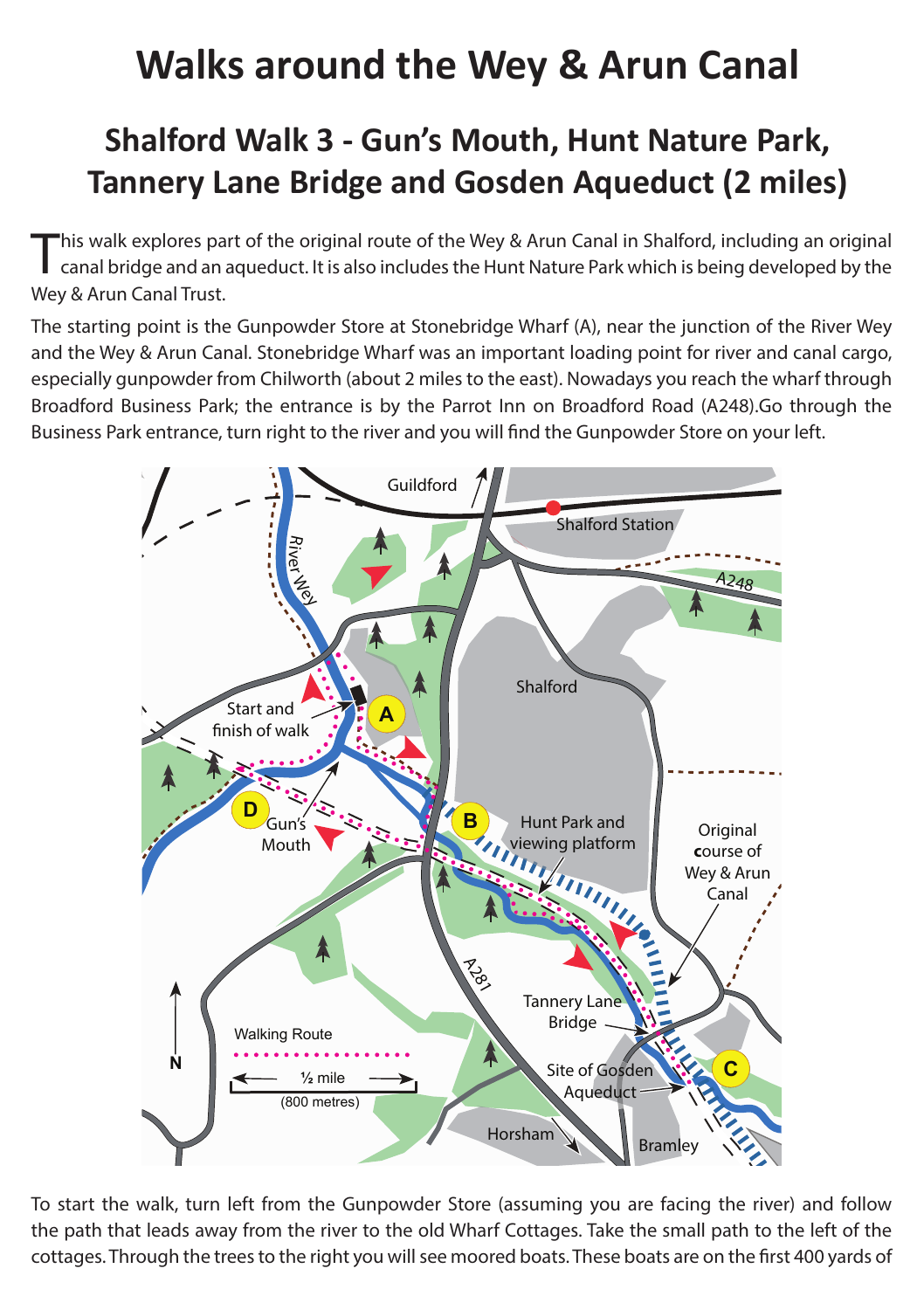# Walks around the Wey & Arun Canal

## Shalford Walk 3 - Gun's Mouth, Hunt Nature Park, Tannery Lane Bridge and Gosden Aqueduct (2 miles)

This walk explores part of the original route of the Wey & Arun Canal in Shalford, including an original canal bridge and an aqueduct. It is also includes the Hunt Nature Park which is being developed by the Wey & Arun Canal Trust.

The starting point is the Gunpowder Store at Stonebridge Wharf (A), near the junction of the River Wey and the Wey & Arun Canal. Stonebridge Wharf was an important loading point for river and canal cargo, especially gunpowder from Chilworth (about 2 miles to the east). Nowadays you reach the wharf through Broadford Business Park; the entrance is by the Parrot Inn on Broadford Road (A248).Go through the Business Park entrance, turn right to the river and you will find the Gunpowder Store on your left.

To start the walk, turn left from the Gunpowder Store (assuming you are facing the river) and follow the path that leads away from the river to the old Wharf Cottages. Take the small path to the left of the cottages. Through the trees to the right you will see moored boats. These boats are on the first 400 yards of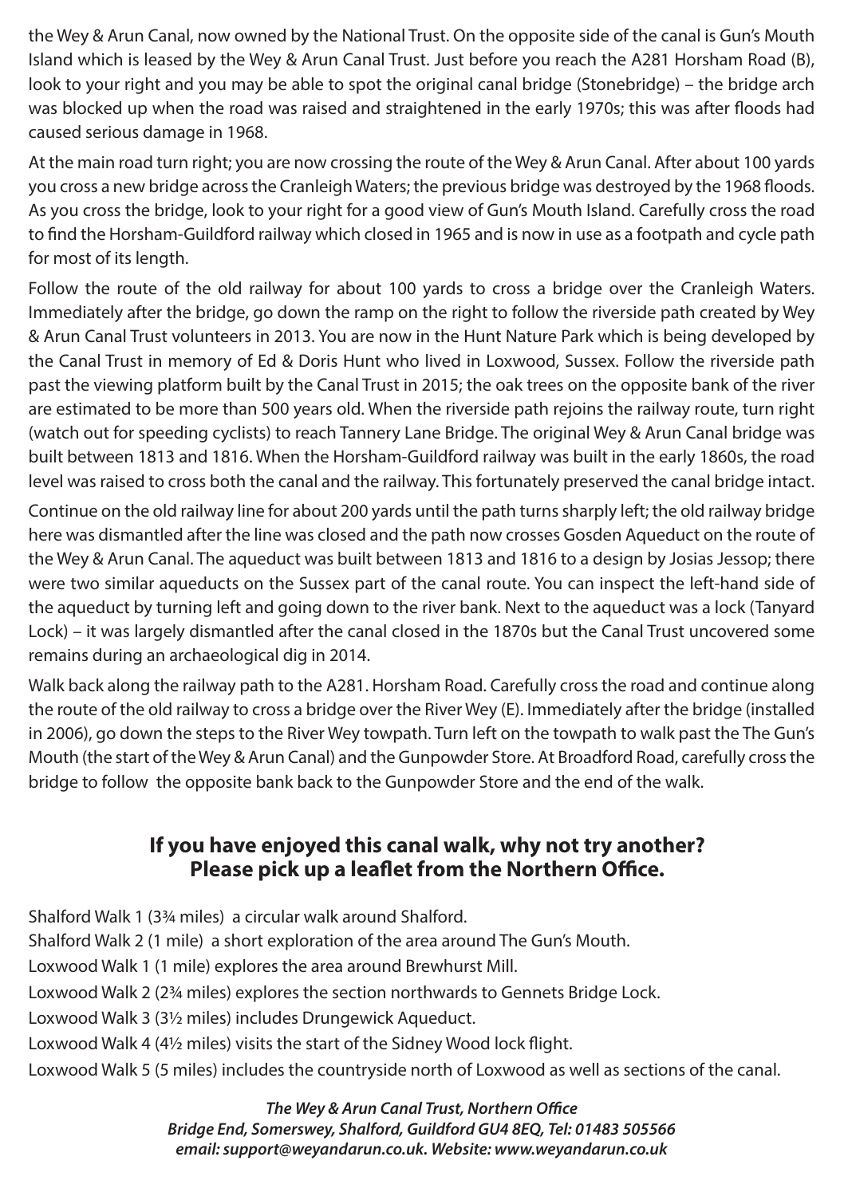the Wey & Arun Canal, now owned by the National Trust. On the opposite side of the canal is Gun's Mouth Island which is leased by the Wey & Arun Canal Trust. Just before you reach the A281 Horsham Road (B), look to your right and you may be able to spot the original canal bridge (Stonebridge) – the bridge arch was blocked up when the road was raised and straightened in the early 1970s; this was after floods had caused serious damage in 1968.

At the main road turn right; you are now crossing the route of the Wey & Arun Canal. After about 100 yards you cross a new bridge across the Cranleigh Waters; the previous bridge was destroyed by the 1968 floods. As you cross the bridge, look to your right for a good view of Gun's Mouth Island. Carefully cross the road to find the Horsham-Guildford railway which closed in 1965 and is now in use as a footpath and cycle path for most of its length.

Follow the route of the old railway for about 100 yards to cross a bridge over the Cranleigh Waters. Immediately after the bridge, go down the ramp on the right to follow the riverside path created by Wey & Arun Canal Trust volunteers in 2013. You are now in the Hunt Nature Park which is being developed by the Canal Trust in memory of Ed & Doris Hunt who lived in Loxwood, Sussex. Follow the riverside path past the viewing platform built by the Canal Trust in 2015; the oak trees on the opposite bank of the river are estimated to be more than 500 years old. When the riverside path rejoins the railway route, turn right (watch out for speeding cyclists) to reach Tannery Lane Bridge. The original Wey & Arun Canal bridge was built between 1813 and 1816. When the Horsham-Guildford railway was built in the early 1860s, the road level was raised to cross both the canal and the railway. This fortunately preserved the canal bridge intact.

Continue on the old railway line for about 200 yards until the path turns sharply left; the old railway bridge here was dismantled after the line was closed and the path now crosses Gosden Aqueduct on the route of the Wey & Arun Canal. The aqueduct was built between 1813 and 1816 to a design by Josias Jessop; there were two similar aqueducts on the Sussex part of the canal route. You can inspect the left-hand side of the aqueduct by turning left and going down to the river bank. Next to the aqueduct was a lock (Tanyard Lock) – it was largely dismantled after the canal closed in the 1870s but the Canal Trust uncovered some remains during an archaeological dig in 2014.

Walk back along the railway path to the A281. Horsham Road. Carefully cross the road and continue along the route of the old railway to cross a bridge over the River Wey (E). Immediately after the bridge (installed in 2006), go down the steps to the River Wey towpath. Turn left on the towpath to walk past the The Gun's Mouth (the start of the Wey & Arun Canal) and the Gunpowder Store. At Broadford Road, carefully cross the bridge to follow the opposite bank back to the Gunpowder Store and the end of the walk.

## If you have enjoyed this canal walk, why not try another? Please pick up a leaflet from the Northern Office.

Shalford Walk 1 (3¾ miles) a circular walk around Shalford.

Shalford Walk 2 (1 mile) a short exploration of the area around The Gun's Mouth.

Loxwood Walk 1 (1 mile) explores the area around Brewhurst Mill.

Loxwood Walk 2 (2¾ miles) explores the section northwards to Gennets Bridge Lock.

Loxwood Walk 3 (3½ miles) includes Drungewick Aqueduct.

Loxwood Walk 4 (4½ miles) visits the start of the Sidney Wood lock flight.

Loxwood Walk 5 (5 miles) includes the countryside north of Loxwood as well as sections of the canal.

***The Wey & Arun Canal Trust, Northern Office***
***Bridge End, Somerswey, Shalford, Guildford GU4 8EQ, Tel: 01483 505566***
***email: support@weyandarun.co.uk. Website: www.weyandarun.co.uk***